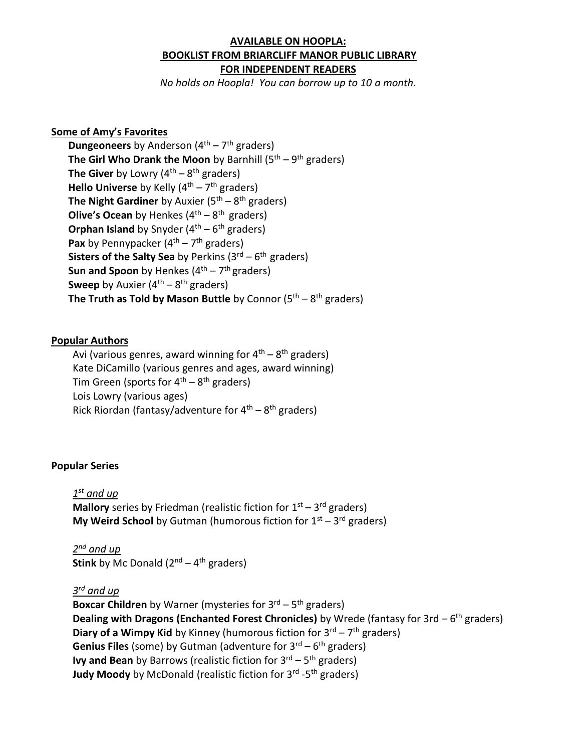**AVAILABLE ON HOOPLA:**
**BOOKLIST FROM BRIARCLIFF MANOR PUBLIC LIBRARY**
**FOR INDEPENDENT READERS**

*No holds on Hoopla! You can borrow up to 10 a month.*

## Some of Amy's Favorites

**Dungeoneers** by Anderson ($4^{th}$ – $7^{th}$ graders)
**The Girl Who Drank the Moon** by Barnhill ($5^{th}$ – $9^{th}$ graders)
**The Giver** by Lowry ($4^{th}$ – $8^{th}$ graders)
**Hello Universe** by Kelly ($4^{th}$ – $7^{th}$ graders)
**The Night Gardiner** by Auxier ($5^{th}$ – $8^{th}$ graders)
**Olive's Ocean** by Henkes ($4^{th}$ – $8^{th}$ graders)
**Orphan Island** by Snyder ($4^{th}$ – $6^{th}$ graders)
**Pax** by Pennypacker ($4^{th}$ – $7^{th}$ graders)
**Sisters of the Salty Sea** by Perkins ($3^{rd}$ – $6^{th}$ graders)
**Sun and Spoon** by Henkes ($4^{th}$ – $7^{th}$ graders)
**Sweep** by Auxier ($4^{th}$ – $8^{th}$ graders)
**The Truth as Told by Mason Buttle** by Connor ($5^{th}$ – $8^{th}$ graders)

## Popular Authors

Avi (various genres, award winning for $4^{th}$ – $8^{th}$ graders)
Kate DiCamillo (various genres and ages, award winning)
Tim Green (sports for $4^{th}$ – $8^{th}$ graders)
Lois Lowry (various ages)
Rick Riordan (fantasy/adventure for $4^{th}$ – $8^{th}$ graders)

## Popular Series

### *$1^{st}$ and up*

**Mallory** series by Friedman (realistic fiction for $1^{st}$ – $3^{rd}$ graders)
**My Weird School** by Gutman (humorous fiction for $1^{st}$ – $3^{rd}$ graders)

### *$2^{nd}$ and up*

**Stink** by Mc Donald ($2^{nd}$ – $4^{th}$ graders)

### *$3^{rd}$ and up*

**Boxcar Children** by Warner (mysteries for $3^{rd}$ – $5^{th}$ graders)
**Dealing with Dragons (Enchanted Forest Chronicles)** by Wrede (fantasy for 3rd – $6^{th}$ graders)
**Diary of a Wimpy Kid** by Kinney (humorous fiction for $3^{rd}$ – $7^{th}$ graders)
**Genius Files** (some) by Gutman (adventure for $3^{rd}$ – $6^{th}$ graders)
**Ivy and Bean** by Barrows (realistic fiction for $3^{rd}$ – $5^{th}$ graders)
**Judy Moody** by McDonald (realistic fiction for $3^{rd}$ -$5^{th}$ graders)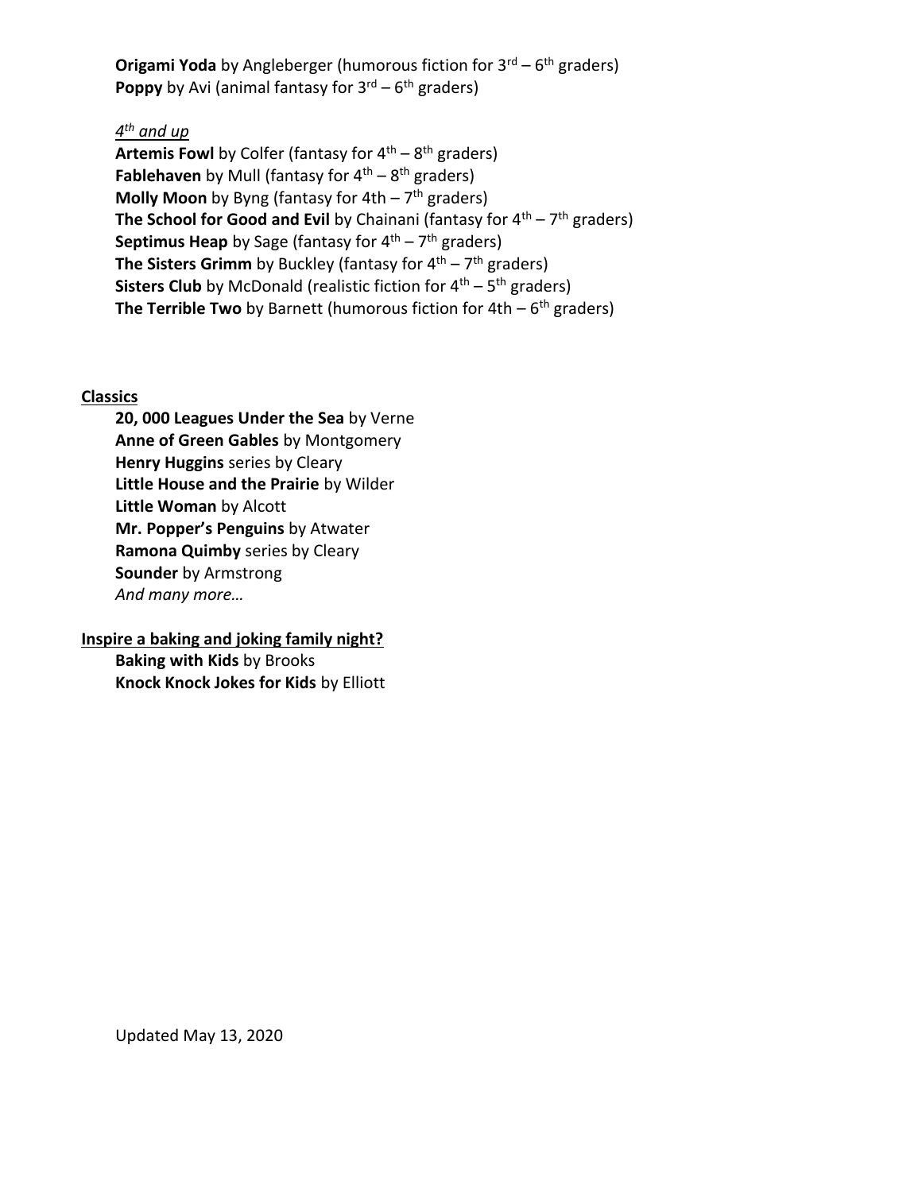**Origami Yoda** by Angleberger (humorous fiction for 3rd – 6th graders)
**Poppy** by Avi (animal fantasy for 3rd – 6th graders)

*4th and up*

**Artemis Fowl** by Colfer (fantasy for 4th – 8th graders)
**Fablehaven** by Mull (fantasy for 4th – 8th graders)
**Molly Moon** by Byng (fantasy for 4th – 7th graders)
**The School for Good and Evil** by Chainani (fantasy for 4th – 7th graders)
**Septimus Heap** by Sage (fantasy for 4th – 7th graders)
**The Sisters Grimm** by Buckley (fantasy for 4th – 7th graders)
**Sisters Club** by McDonald (realistic fiction for 4th – 5th graders)
**The Terrible Two** by Barnett (humorous fiction for 4th – 6th graders)

**Classics**

**20, 000 Leagues Under the Sea** by Verne
**Anne of Green Gables** by Montgomery
**Henry Huggins** series by Cleary
**Little House and the Prairie** by Wilder
**Little Woman** by Alcott
**Mr. Popper's Penguins** by Atwater
**Ramona Quimby** series by Cleary
**Sounder** by Armstrong
*And many more…*

**Inspire a baking and joking family night?**

**Baking with Kids** by Brooks
**Knock Knock Jokes for Kids** by Elliott

Updated May 13, 2020